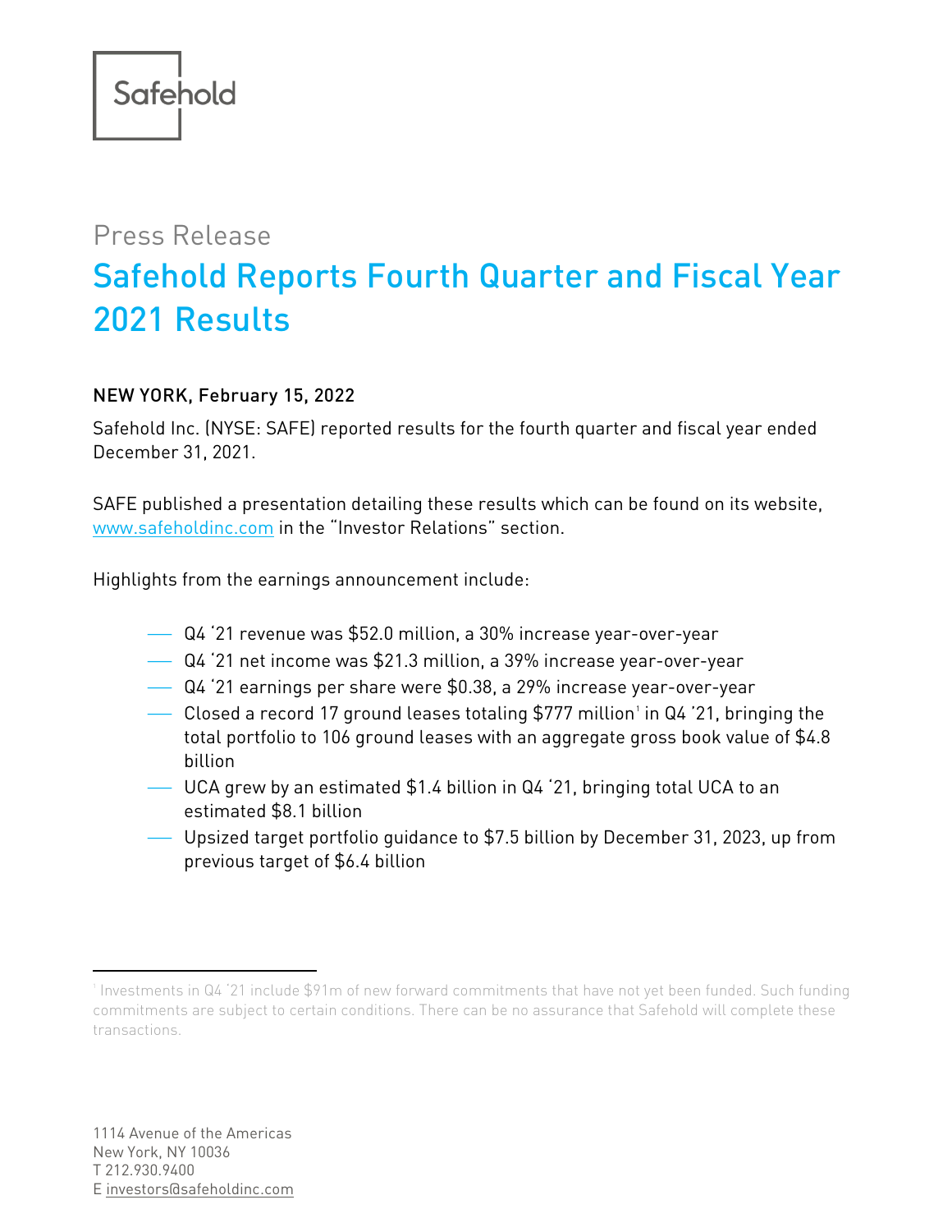Safehold

Press Release

# Safehold Reports Fourth Quarter and Fiscal Year 2021 Results

**NEW YORK, February 15, 2022**

Safehold Inc. (NYSE: SAFE) reported results for the fourth quarter and fiscal year ended December 31, 2021.

SAFE published a presentation detailing these results which can be found on its website, www.safeholdinc.com in the "Investor Relations" section.

Highlights from the earnings announcement include:

- Q4 '21 revenue was $52.0 million, a 30% increase year-over-year
- Q4 '21 net income was $21.3 million, a 39% increase year-over-year
- Q4 '21 earnings per share were $0.38, a 29% increase year-over-year
- Closed a record 17 ground leases totaling $777 million[1] in Q4 '21, bringing the total portfolio to 106 ground leases with an aggregate gross book value of $4.8 billion
- UCA grew by an estimated $1.4 billion in Q4 '21, bringing total UCA to an estimated $8.1 billion
- Upsized target portfolio guidance to $7.5 billion by December 31, 2023, up from previous target of $6.4 billion

[1] Investments in Q4 '21 include $91m of new forward commitments that have not yet been funded. Such funding commitments are subject to certain conditions. There can be no assurance that Safehold will complete these transactions.

1114 Avenue of the Americas
New York, NY 10036
T 212.930.9400
E investors@safeholdinc.com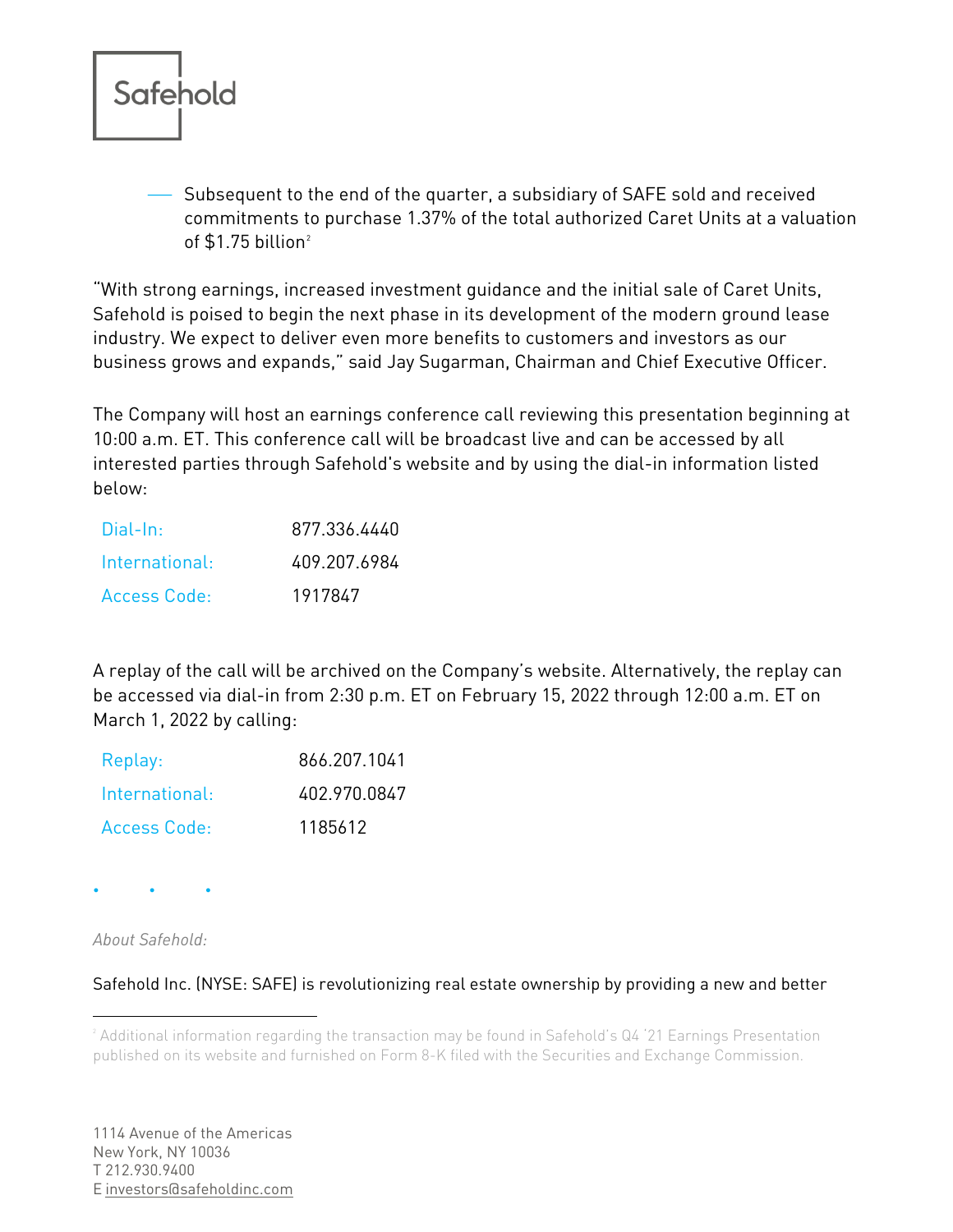- Subsequent to the end of the quarter, a subsidiary of SAFE sold and received commitments to purchase 1.37% of the total authorized Caret Units at a valuation of $1.75 billion[2]

"With strong earnings, increased investment guidance and the initial sale of Caret Units, Safehold is poised to begin the next phase in its development of the modern ground lease industry. We expect to deliver even more benefits to customers and investors as our business grows and expands," said Jay Sugarman, Chairman and Chief Executive Officer.

The Company will host an earnings conference call reviewing this presentation beginning at 10:00 a.m. ET. This conference call will be broadcast live and can be accessed by all interested parties through Safehold's website and by using the dial-in information listed below:

| | |
|---|---|
| Dial-In: | 877.336.4440 |
| International: | 409.207.6984 |
| Access Code: | 1917847 |

A replay of the call will be archived on the Company's website. Alternatively, the replay can be accessed via dial-in from 2:30 p.m. ET on February 15, 2022 through 12:00 a.m. ET on March 1, 2022 by calling:

| | |
|---|---|
| Replay: | 866.207.1041 |
| International: | 402.970.0847 |
| Access Code: | 1185612 |

• • •

*About Safehold:*

Safehold Inc. (NYSE: SAFE) is revolutionizing real estate ownership by providing a new and better

---

[2] Additional information regarding the transaction may be found in Safehold's Q4 '21 Earnings Presentation published on its website and furnished on Form 8-K filed with the Securities and Exchange Commission.

1114 Avenue of the Americas
New York, NY 10036
T 212.930.9400
E investors@safeholdinc.com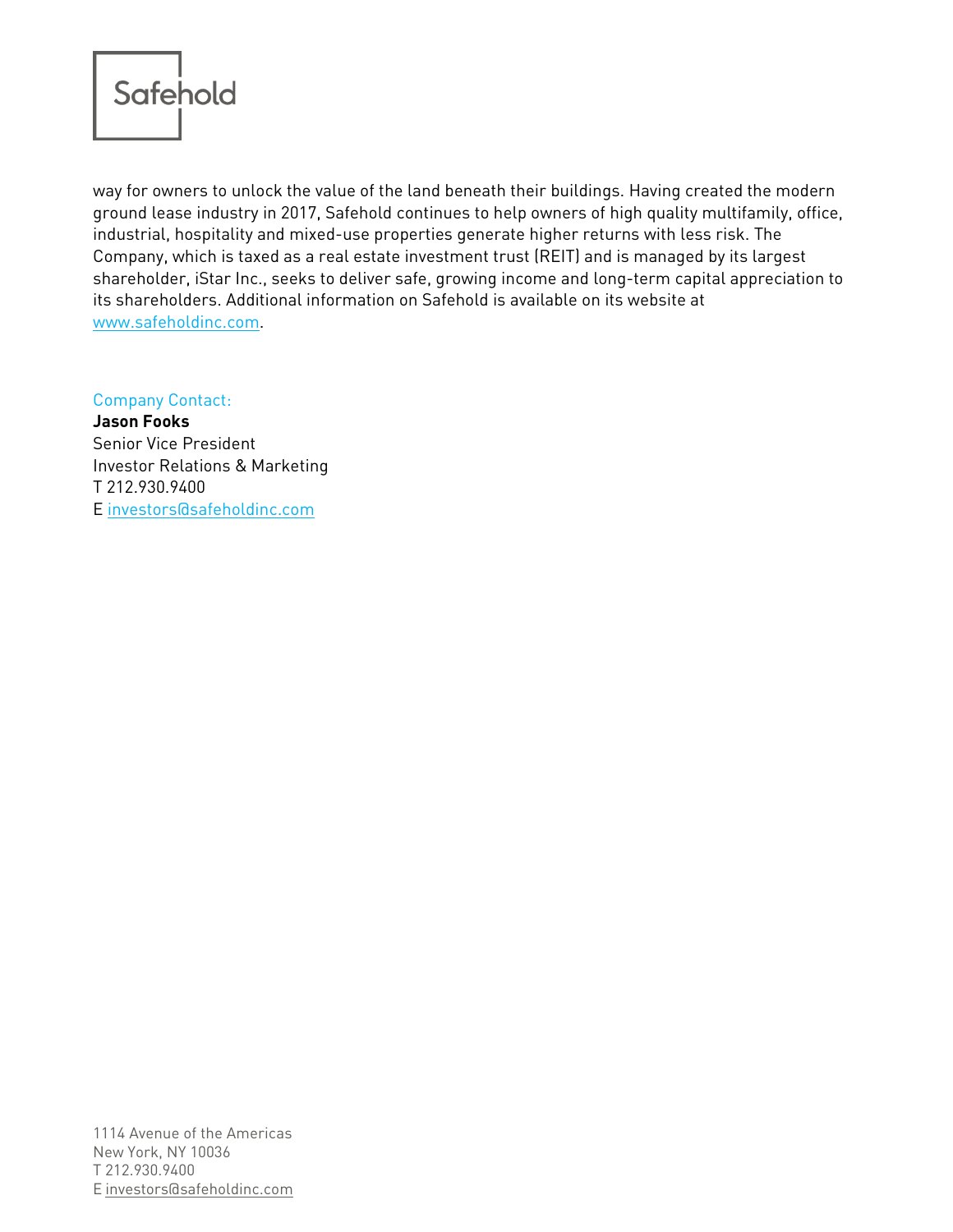way for owners to unlock the value of the land beneath their buildings. Having created the modern ground lease industry in 2017, Safehold continues to help owners of high quality multifamily, office, industrial, hospitality and mixed-use properties generate higher returns with less risk. The Company, which is taxed as a real estate investment trust (REIT) and is managed by its largest shareholder, iStar Inc., seeks to deliver safe, growing income and long-term capital appreciation to its shareholders. Additional information on Safehold is available on its website at www.safeholdinc.com.

Company Contact:
**Jason Fooks**
Senior Vice President
Investor Relations & Marketing
T 212.930.9400
E investors@safeholdinc.com

1114 Avenue of the Americas
New York, NY 10036
T 212.930.9400
E investors@safeholdinc.com